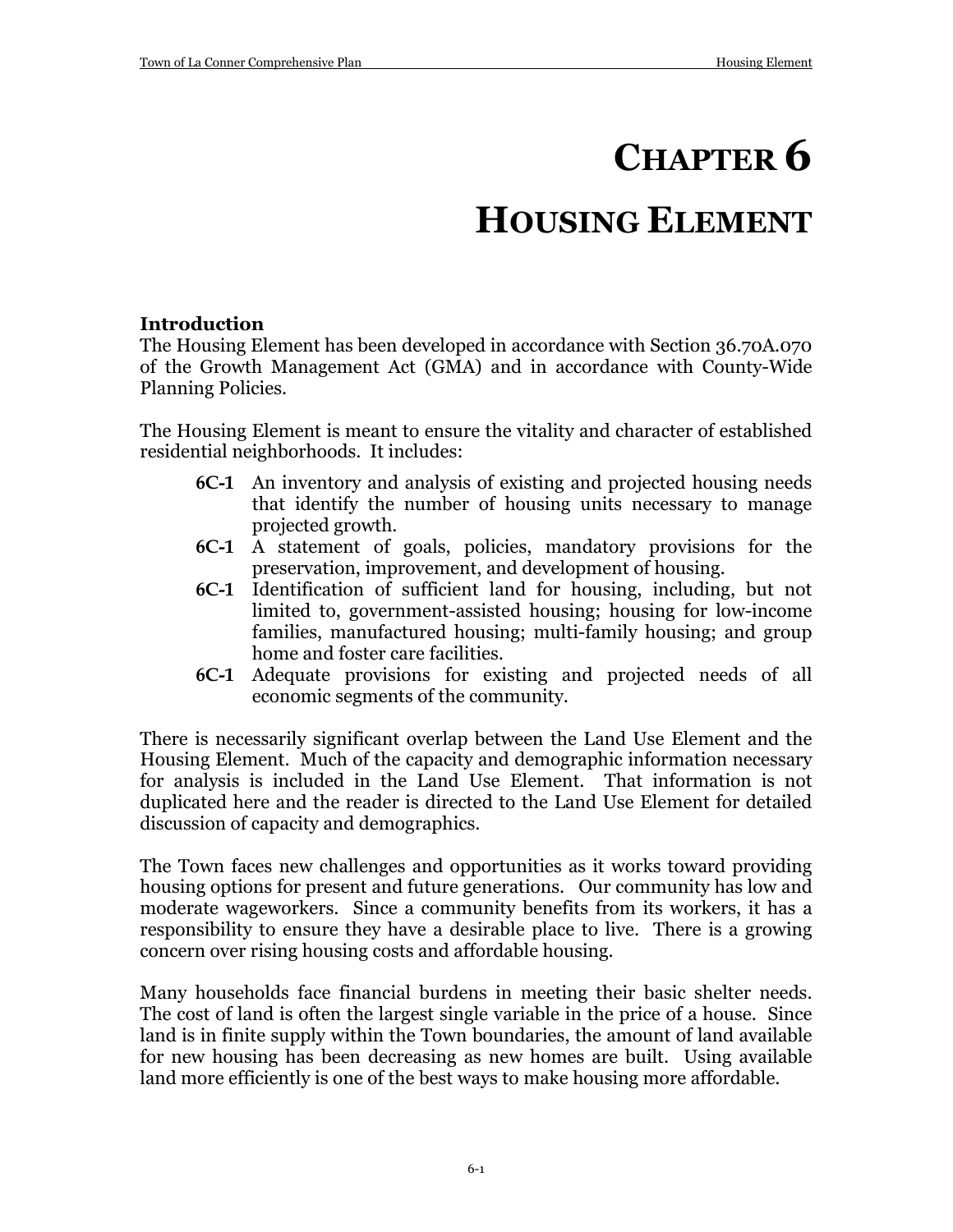# CHAPTER 6

# HOUSING ELEMENT

### Introduction

The Housing Element has been developed in accordance with Section 36.70A.070 of the Growth Management Act (GMA) and in accordance with County-Wide Planning Policies.

The Housing Element is meant to ensure the vitality and character of established residential neighborhoods. It includes:

- **6C-1** An inventory and analysis of existing and projected housing needs that identify the number of housing units necessary to manage projected growth.
- **6C-1** A statement of goals, policies, mandatory provisions for the preservation, improvement, and development of housing.
- **6C-1** Identification of sufficient land for housing, including, but not limited to, government-assisted housing; housing for low-income families, manufactured housing; multi-family housing; and group home and foster care facilities.
- **6C-1** Adequate provisions for existing and projected needs of all economic segments of the community.

There is necessarily significant overlap between the Land Use Element and the Housing Element. Much of the capacity and demographic information necessary for analysis is included in the Land Use Element. That information is not duplicated here and the reader is directed to the Land Use Element for detailed discussion of capacity and demographics.

The Town faces new challenges and opportunities as it works toward providing housing options for present and future generations. Our community has low and moderate wageworkers. Since a community benefits from its workers, it has a responsibility to ensure they have a desirable place to live. There is a growing concern over rising housing costs and affordable housing.

Many households face financial burdens in meeting their basic shelter needs. The cost of land is often the largest single variable in the price of a house. Since land is in finite supply within the Town boundaries, the amount of land available for new housing has been decreasing as new homes are built. Using available land more efficiently is one of the best ways to make housing more affordable.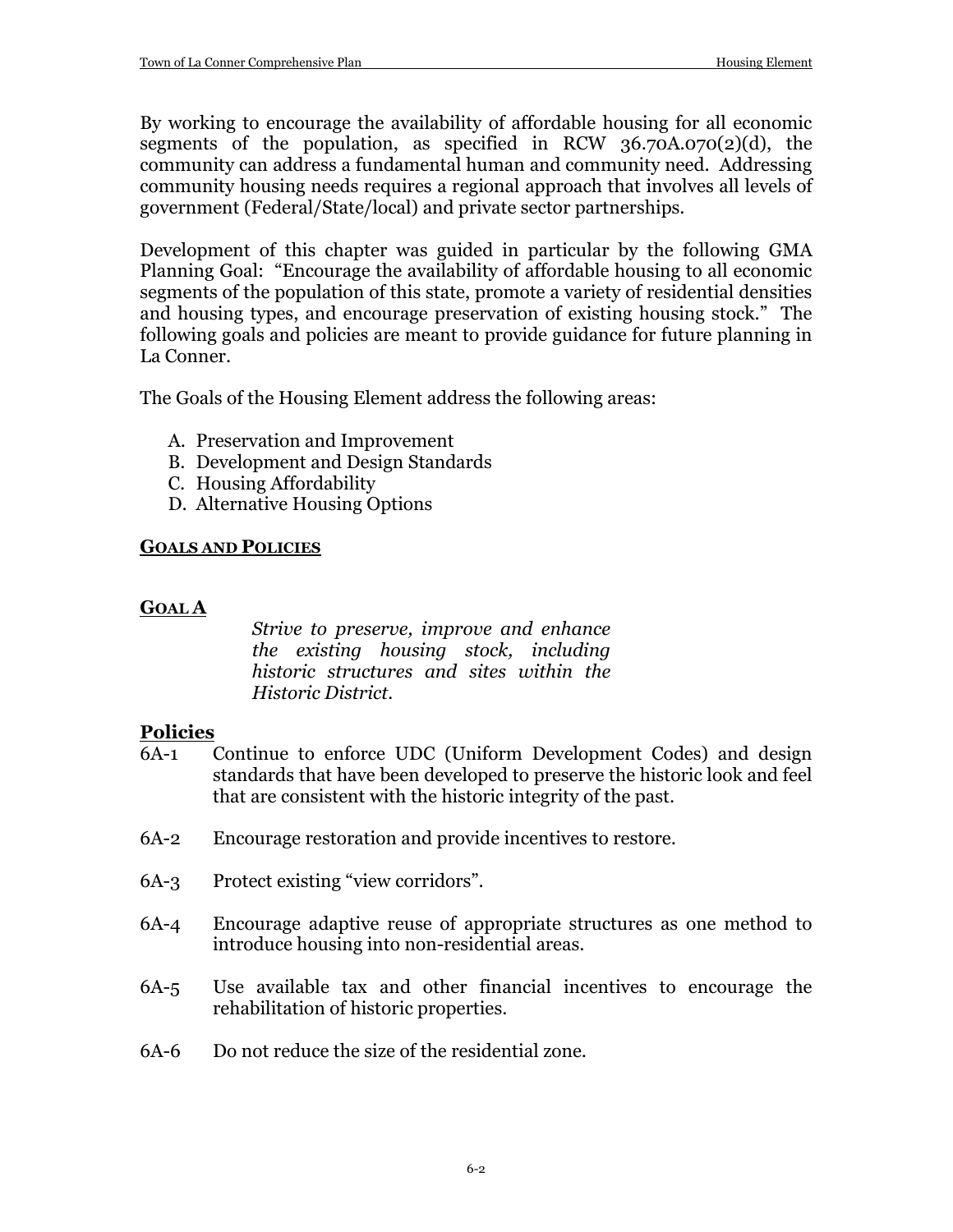By working to encourage the availability of affordable housing for all economic segments of the population, as specified in RCW 36.70A.070(2)(d), the community can address a fundamental human and community need. Addressing community housing needs requires a regional approach that involves all levels of government (Federal/State/local) and private sector partnerships.

Development of this chapter was guided in particular by the following GMA Planning Goal: "Encourage the availability of affordable housing to all economic segments of the population of this state, promote a variety of residential densities and housing types, and encourage preservation of existing housing stock." The following goals and policies are meant to provide guidance for future planning in La Conner.

The Goals of the Housing Element address the following areas:

A. Preservation and Improvement
B. Development and Design Standards
C. Housing Affordability
D. Alternative Housing Options

## GOALS AND POLICIES

### GOAL A

*Strive to preserve, improve and enhance the existing housing stock, including historic structures and sites within the Historic District.*

### Policies

6A-1 Continue to enforce UDC (Uniform Development Codes) and design standards that have been developed to preserve the historic look and feel that are consistent with the historic integrity of the past.

6A-2 Encourage restoration and provide incentives to restore.

6A-3 Protect existing "view corridors".

6A-4 Encourage adaptive reuse of appropriate structures as one method to introduce housing into non-residential areas.

6A-5 Use available tax and other financial incentives to encourage the rehabilitation of historic properties.

6A-6 Do not reduce the size of the residential zone.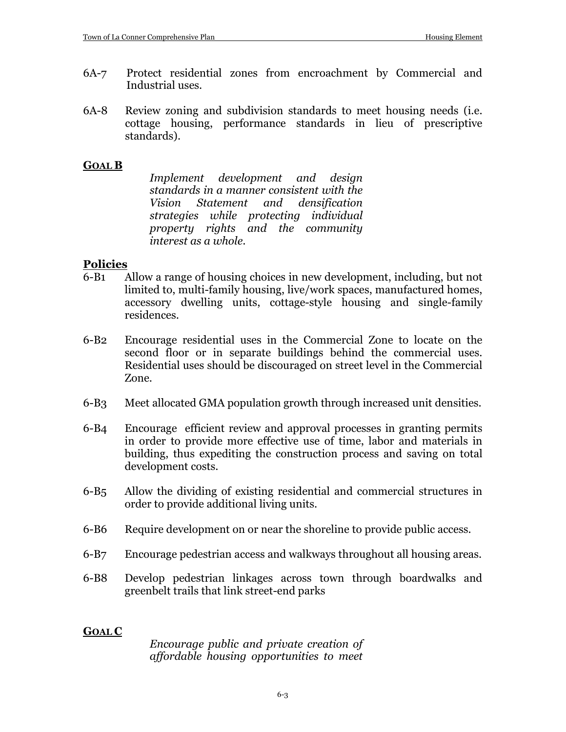6A-7 Protect residential zones from encroachment by Commercial and Industrial uses.

6A-8 Review zoning and subdivision standards to meet housing needs (i.e. cottage housing, performance standards in lieu of prescriptive standards).

**GOAL B**

*Implement development and design standards in a manner consistent with the Vision Statement and densification strategies while protecting individual property rights and the community interest as a whole.*

**Policies**

6-B1 Allow a range of housing choices in new development, including, but not limited to, multi-family housing, live/work spaces, manufactured homes, accessory dwelling units, cottage-style housing and single-family residences.

6-B2 Encourage residential uses in the Commercial Zone to locate on the second floor or in separate buildings behind the commercial uses. Residential uses should be discouraged on street level in the Commercial Zone.

6-B3 Meet allocated GMA population growth through increased unit densities.

6-B4 Encourage efficient review and approval processes in granting permits in order to provide more effective use of time, labor and materials in building, thus expediting the construction process and saving on total development costs.

6-B5 Allow the dividing of existing residential and commercial structures in order to provide additional living units.

6-B6 Require development on or near the shoreline to provide public access.

6-B7 Encourage pedestrian access and walkways throughout all housing areas.

6-B8 Develop pedestrian linkages across town through boardwalks and greenbelt trails that link street-end parks

**GOAL C**

*Encourage public and private creation of affordable housing opportunities to meet*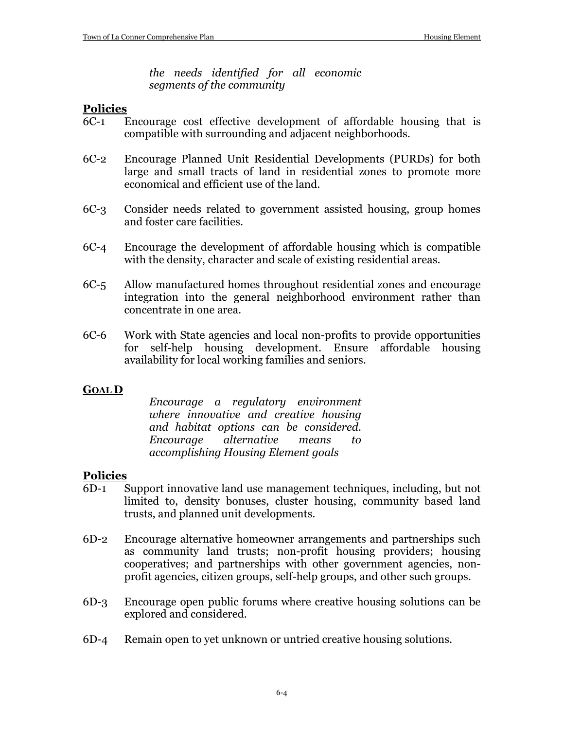*the needs identified for all economic segments of the community*

**Policies**

6C-1 Encourage cost effective development of affordable housing that is compatible with surrounding and adjacent neighborhoods.

6C-2 Encourage Planned Unit Residential Developments (PURDs) for both large and small tracts of land in residential zones to promote more economical and efficient use of the land.

6C-3 Consider needs related to government assisted housing, group homes and foster care facilities.

6C-4 Encourage the development of affordable housing which is compatible with the density, character and scale of existing residential areas.

6C-5 Allow manufactured homes throughout residential zones and encourage integration into the general neighborhood environment rather than concentrate in one area.

6C-6 Work with State agencies and local non-profits to provide opportunities for self-help housing development. Ensure affordable housing availability for local working families and seniors.

**GOAL D**

*Encourage a regulatory environment where innovative and creative housing and habitat options can be considered. Encourage alternative means to accomplishing Housing Element goals*

**Policies**

6D-1 Support innovative land use management techniques, including, but not limited to, density bonuses, cluster housing, community based land trusts, and planned unit developments.

6D-2 Encourage alternative homeowner arrangements and partnerships such as community land trusts; non-profit housing providers; housing cooperatives; and partnerships with other government agencies, non-profit agencies, citizen groups, self-help groups, and other such groups.

6D-3 Encourage open public forums where creative housing solutions can be explored and considered.

6D-4 Remain open to yet unknown or untried creative housing solutions.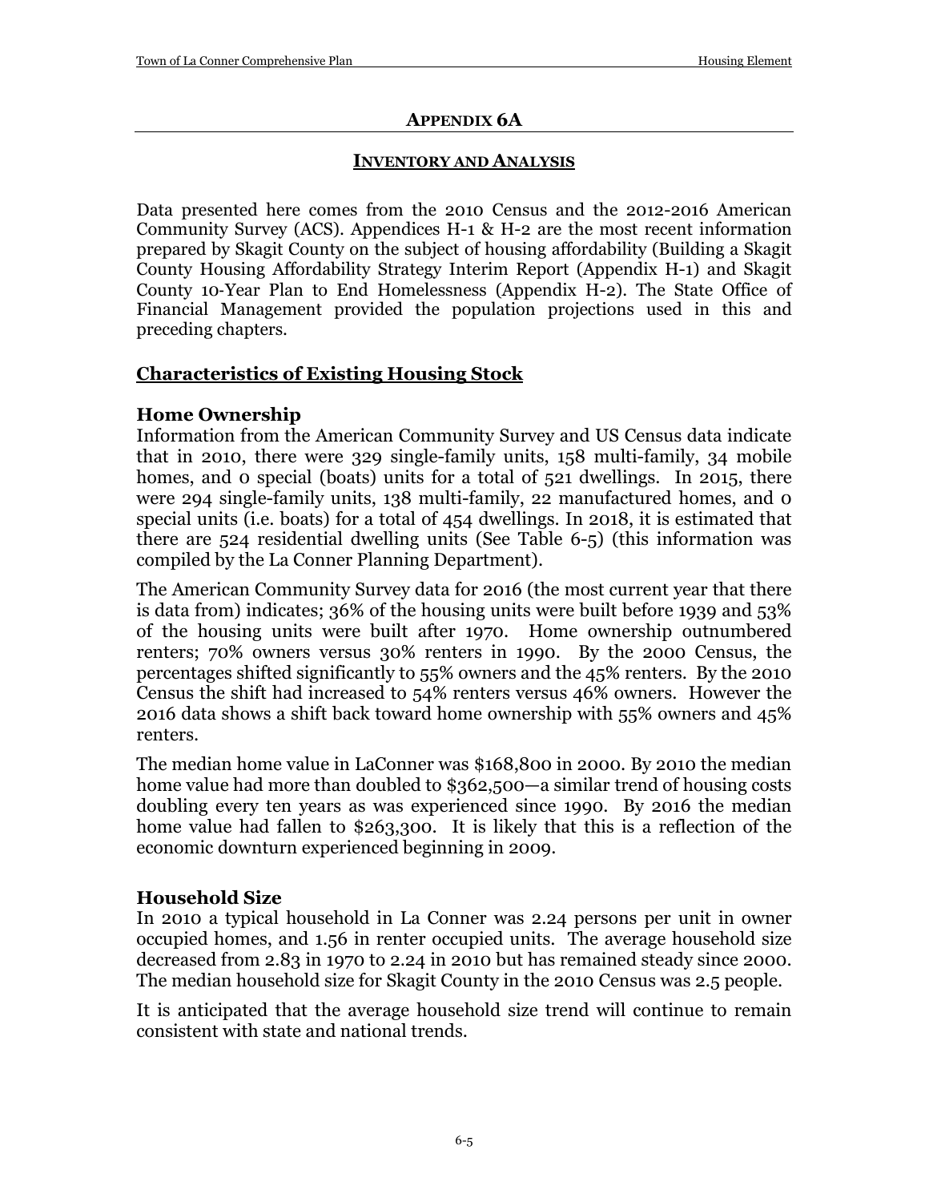## APPENDIX 6A

### INVENTORY AND ANALYSIS

Data presented here comes from the 2010 Census and the 2012-2016 American Community Survey (ACS). Appendices H-1 & H-2 are the most recent information prepared by Skagit County on the subject of housing affordability (Building a Skagit County Housing Affordability Strategy Interim Report (Appendix H-1) and Skagit County 10-Year Plan to End Homelessness (Appendix H-2). The State Office of Financial Management provided the population projections used in this and preceding chapters.

## Characteristics of Existing Housing Stock

### Home Ownership

Information from the American Community Survey and US Census data indicate that in 2010, there were 329 single-family units, 158 multi-family, 34 mobile homes, and 0 special (boats) units for a total of 521 dwellings. In 2015, there were 294 single-family units, 138 multi-family, 22 manufactured homes, and 0 special units (i.e. boats) for a total of 454 dwellings. In 2018, it is estimated that there are 524 residential dwelling units (See Table 6-5) (this information was compiled by the La Conner Planning Department).

The American Community Survey data for 2016 (the most current year that there is data from) indicates; 36% of the housing units were built before 1939 and 53% of the housing units were built after 1970. Home ownership outnumbered renters; 70% owners versus 30% renters in 1990. By the 2000 Census, the percentages shifted significantly to 55% owners and the 45% renters. By the 2010 Census the shift had increased to 54% renters versus 46% owners. However the 2016 data shows a shift back toward home ownership with 55% owners and 45% renters.

The median home value in LaConner was $168,800 in 2000. By 2010 the median home value had more than doubled to $362,500—a similar trend of housing costs doubling every ten years as was experienced since 1990. By 2016 the median home value had fallen to $263,300. It is likely that this is a reflection of the economic downturn experienced beginning in 2009.

### Household Size

In 2010 a typical household in La Conner was 2.24 persons per unit in owner occupied homes, and 1.56 in renter occupied units. The average household size decreased from 2.83 in 1970 to 2.24 in 2010 but has remained steady since 2000. The median household size for Skagit County in the 2010 Census was 2.5 people.

It is anticipated that the average household size trend will continue to remain consistent with state and national trends.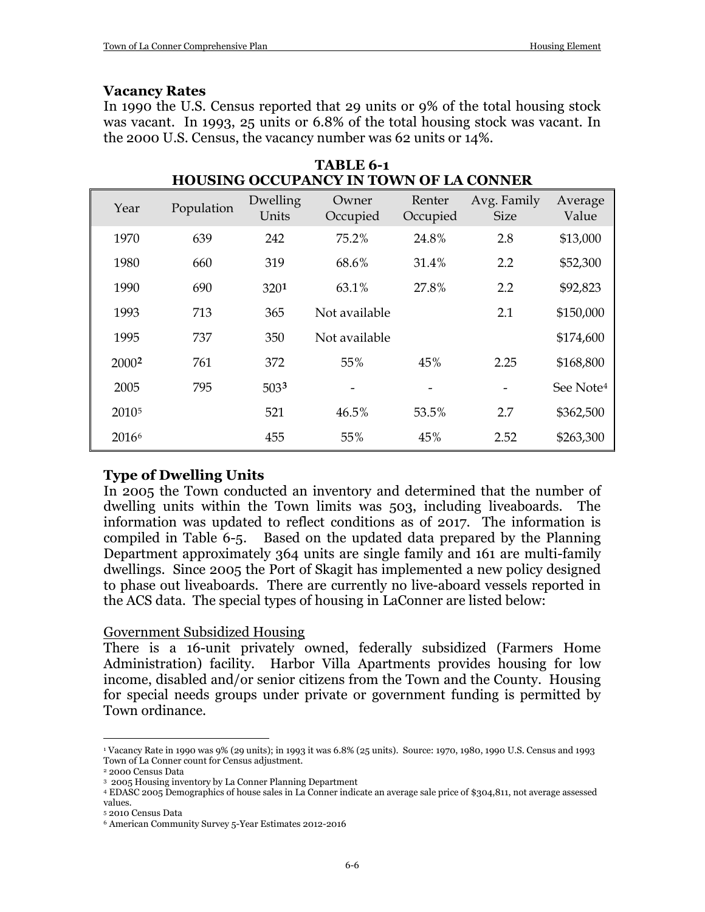### Vacancy Rates

In 1990 the U.S. Census reported that 29 units or 9% of the total housing stock was vacant. In 1993, 25 units or 6.8% of the total housing stock was vacant. In the 2000 U.S. Census, the vacancy number was 62 units or 14%.

**TABLE 6-1**
**HOUSING OCCUPANCY IN TOWN OF LA CONNER**

| Year | Population | Dwelling Units | Owner Occupied | Renter Occupied | Avg. Family Size | Average Value |
|---|---|---|---|---|---|---|
| 1970 | 639 | 242 | 75.2% | 24.8% | 2.8 | $13,000 |
| 1980 | 660 | 319 | 68.6% | 31.4% | 2.2 | $52,300 |
| 1990 | 690 | 320[1] | 63.1% | 27.8% | 2.2 | $92,823 |
| 1993 | 713 | 365 | Not available | | 2.1 | $150,000 |
| 1995 | 737 | 350 | Not available | | | $174,600 |
| 2000[2] | 761 | 372 | 55% | 45% | 2.25 | $168,800 |
| 2005 | 795 | 503[3] | - | - | - | See Note[4] |
| 2010[5] | | 521 | 46.5% | 53.5% | 2.7 | $362,500 |
| 2016[6] | | 455 | 55% | 45% | 2.52 | $263,300 |

### Type of Dwelling Units

In 2005 the Town conducted an inventory and determined that the number of dwelling units within the Town limits was 503, including liveaboards. The information was updated to reflect conditions as of 2017. The information is compiled in Table 6-5. Based on the updated data prepared by the Planning Department approximately 364 units are single family and 161 are multi-family dwellings. Since 2005 the Port of Skagit has implemented a new policy designed to phase out liveaboards. There are currently no live-aboard vessels reported in the ACS data. The special types of housing in LaConner are listed below:

<u>Government Subsidized Housing</u>

There is a 16-unit privately owned, federally subsidized (Farmers Home Administration) facility. Harbor Villa Apartments provides housing for low income, disabled and/or senior citizens from the Town and the County. Housing for special needs groups under private or government funding is permitted by Town ordinance.

---

[1] Vacancy Rate in 1990 was 9% (29 units); in 1993 it was 6.8% (25 units). Source: 1970, 1980, 1990 U.S. Census and 1993 Town of La Conner count for Census adjustment.

[2] 2000 Census Data

[3] 2005 Housing inventory by La Conner Planning Department

[4] EDASC 2005 Demographics of house sales in La Conner indicate an average sale price of $304,811, not average assessed values.

[5] 2010 Census Data

[6] American Community Survey 5-Year Estimates 2012-2016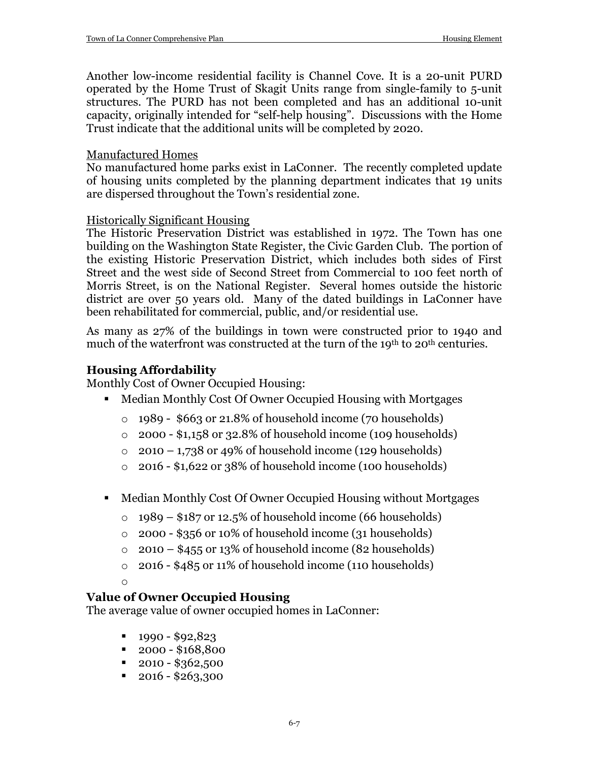Another low-income residential facility is Channel Cove. It is a 20-unit PURD operated by the Home Trust of Skagit Units range from single-family to 5-unit structures. The PURD has not been completed and has an additional 10-unit capacity, originally intended for "self-help housing". Discussions with the Home Trust indicate that the additional units will be completed by 2020.

Manufactured Homes

No manufactured home parks exist in LaConner. The recently completed update of housing units completed by the planning department indicates that 19 units are dispersed throughout the Town's residential zone.

Historically Significant Housing

The Historic Preservation District was established in 1972. The Town has one building on the Washington State Register, the Civic Garden Club. The portion of the existing Historic Preservation District, which includes both sides of First Street and the west side of Second Street from Commercial to 100 feet north of Morris Street, is on the National Register. Several homes outside the historic district are over 50 years old. Many of the dated buildings in LaConner have been rehabilitated for commercial, public, and/or residential use.

As many as 27% of the buildings in town were constructed prior to 1940 and much of the waterfront was constructed at the turn of the 19th to 20th centuries.

### Housing Affordability

Monthly Cost of Owner Occupied Housing:

- Median Monthly Cost Of Owner Occupied Housing with Mortgages
  - 1989 - $663 or 21.8% of household income (70 households)
  - 2000 - $1,158 or 32.8% of household income (109 households)
  - 2010 – 1,738 or 49% of household income (129 households)
  - 2016 - $1,622 or 38% of household income (100 households)

- Median Monthly Cost Of Owner Occupied Housing without Mortgages
  - 1989 – $187 or 12.5% of household income (66 households)
  - 2000 - $356 or 10% of household income (31 households)
  - 2010 – $455 or 13% of household income (82 households)
  - 2016 - $485 or 11% of household income (110 households)

### Value of Owner Occupied Housing

The average value of owner occupied homes in LaConner:

- 1990 - $92,823
- 2000 - $168,800
- 2010 - $362,500
- 2016 - $263,300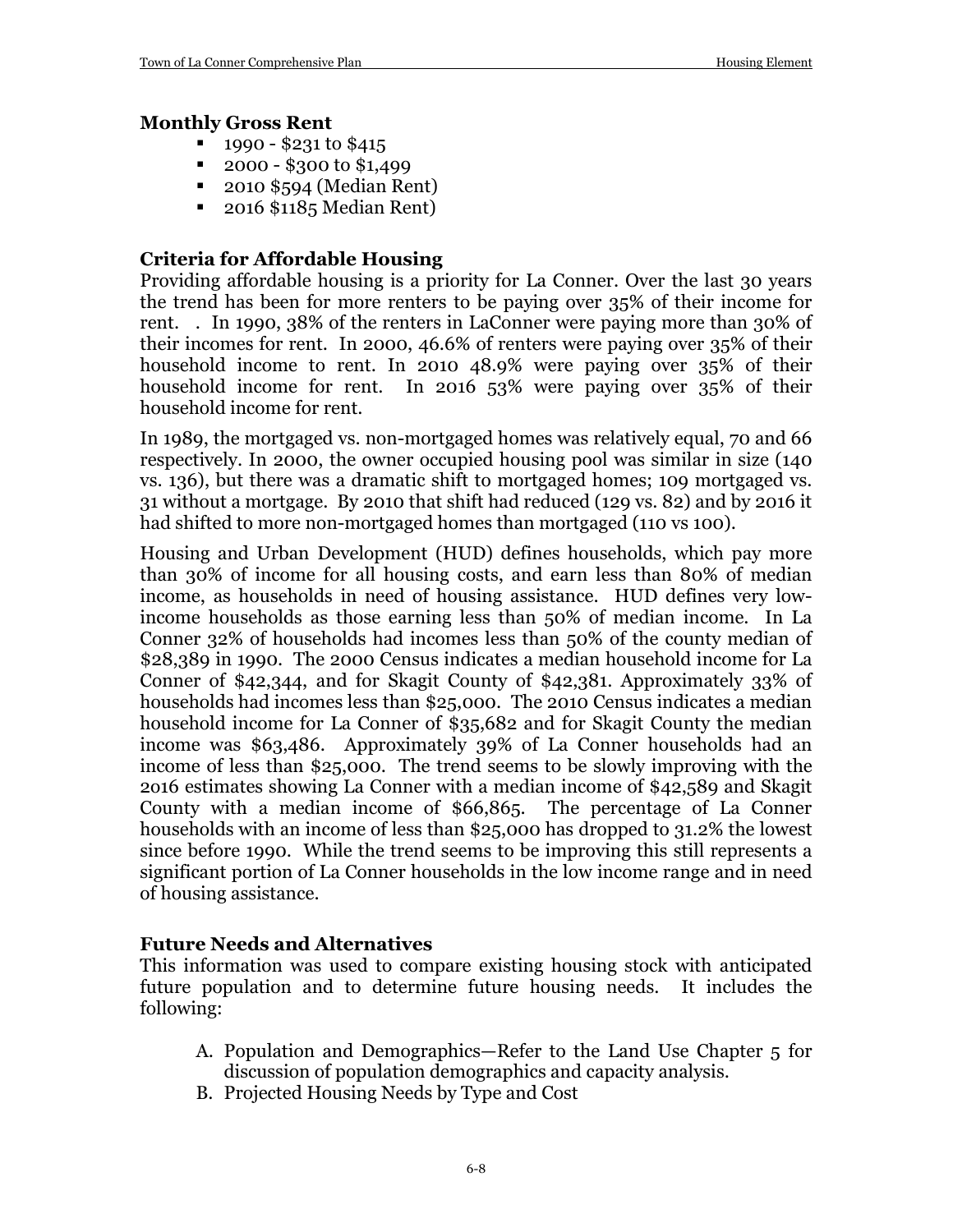### Monthly Gross Rent

- 1990 - $231 to $415
- 2000 - $300 to $1,499
- 2010 $594 (Median Rent)
- 2016 $1185 Median Rent)

### Criteria for Affordable Housing

Providing affordable housing is a priority for La Conner. Over the last 30 years the trend has been for more renters to be paying over 35% of their income for rent. . In 1990, 38% of the renters in LaConner were paying more than 30% of their incomes for rent. In 2000, 46.6% of renters were paying over 35% of their household income to rent. In 2010 48.9% were paying over 35% of their household income for rent. In 2016 53% were paying over 35% of their household income for rent.

In 1989, the mortgaged vs. non-mortgaged homes was relatively equal, 70 and 66 respectively. In 2000, the owner occupied housing pool was similar in size (140 vs. 136), but there was a dramatic shift to mortgaged homes; 109 mortgaged vs. 31 without a mortgage. By 2010 that shift had reduced (129 vs. 82) and by 2016 it had shifted to more non-mortgaged homes than mortgaged (110 vs 100).

Housing and Urban Development (HUD) defines households, which pay more than 30% of income for all housing costs, and earn less than 80% of median income, as households in need of housing assistance. HUD defines very low-income households as those earning less than 50% of median income. In La Conner 32% of households had incomes less than 50% of the county median of $28,389 in 1990. The 2000 Census indicates a median household income for La Conner of $42,344, and for Skagit County of $42,381. Approximately 33% of households had incomes less than $25,000. The 2010 Census indicates a median household income for La Conner of $35,682 and for Skagit County the median income was $63,486. Approximately 39% of La Conner households had an income of less than $25,000. The trend seems to be slowly improving with the 2016 estimates showing La Conner with a median income of $42,589 and Skagit County with a median income of $66,865. The percentage of La Conner households with an income of less than $25,000 has dropped to 31.2% the lowest since before 1990. While the trend seems to be improving this still represents a significant portion of La Conner households in the low income range and in need of housing assistance.

### Future Needs and Alternatives

This information was used to compare existing housing stock with anticipated future population and to determine future housing needs. It includes the following:

A. Population and Demographics—Refer to the Land Use Chapter 5 for discussion of population demographics and capacity analysis.
B. Projected Housing Needs by Type and Cost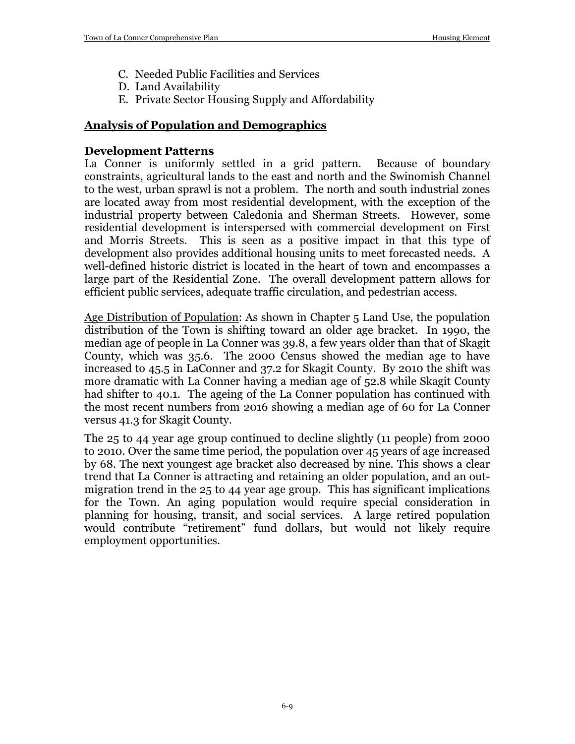C. Needed Public Facilities and Services
D. Land Availability
E. Private Sector Housing Supply and Affordability

## Analysis of Population and Demographics

### Development Patterns

La Conner is uniformly settled in a grid pattern. Because of boundary constraints, agricultural lands to the east and north and the Swinomish Channel to the west, urban sprawl is not a problem. The north and south industrial zones are located away from most residential development, with the exception of the industrial property between Caledonia and Sherman Streets. However, some residential development is interspersed with commercial development on First and Morris Streets. This is seen as a positive impact in that this type of development also provides additional housing units to meet forecasted needs. A well-defined historic district is located in the heart of town and encompasses a large part of the Residential Zone. The overall development pattern allows for efficient public services, adequate traffic circulation, and pedestrian access.

Age Distribution of Population: As shown in Chapter 5 Land Use, the population distribution of the Town is shifting toward an older age bracket. In 1990, the median age of people in La Conner was 39.8, a few years older than that of Skagit County, which was 35.6. The 2000 Census showed the median age to have increased to 45.5 in LaConner and 37.2 for Skagit County. By 2010 the shift was more dramatic with La Conner having a median age of 52.8 while Skagit County had shifter to 40.1. The ageing of the La Conner population has continued with the most recent numbers from 2016 showing a median age of 60 for La Conner versus 41.3 for Skagit County.

The 25 to 44 year age group continued to decline slightly (11 people) from 2000 to 2010. Over the same time period, the population over 45 years of age increased by 68. The next youngest age bracket also decreased by nine. This shows a clear trend that La Conner is attracting and retaining an older population, and an out-migration trend in the 25 to 44 year age group. This has significant implications for the Town. An aging population would require special consideration in planning for housing, transit, and social services. A large retired population would contribute "retirement" fund dollars, but would not likely require employment opportunities.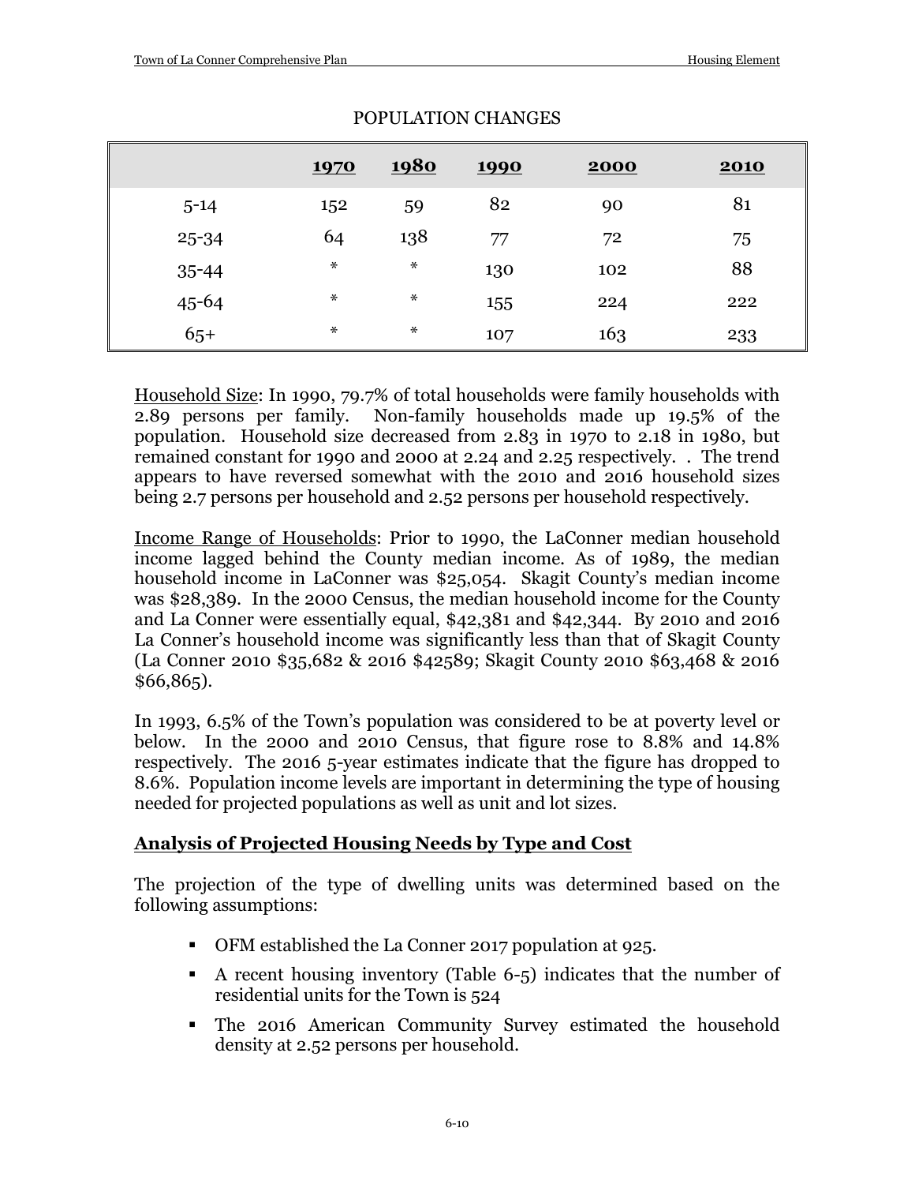POPULATION CHANGES

| | 1970 | 1980 | 1990 | 2000 | 2010 |
|---|---|---|---|---|---|
| 5-14 | 152 | 59 | 82 | 90 | 81 |
| 25-34 | 64 | 138 | 77 | 72 | 75 |
| 35-44 | * | * | 130 | 102 | 88 |
| 45-64 | * | * | 155 | 224 | 222 |
| 65+ | * | * | 107 | 163 | 233 |

Household Size: In 1990, 79.7% of total households were family households with 2.89 persons per family. Non-family households made up 19.5% of the population. Household size decreased from 2.83 in 1970 to 2.18 in 1980, but remained constant for 1990 and 2000 at 2.24 and 2.25 respectively. . The trend appears to have reversed somewhat with the 2010 and 2016 household sizes being 2.7 persons per household and 2.52 persons per household respectively.

Income Range of Households: Prior to 1990, the LaConner median household income lagged behind the County median income. As of 1989, the median household income in LaConner was $25,054. Skagit County's median income was $28,389. In the 2000 Census, the median household income for the County and La Conner were essentially equal, $42,381 and $42,344. By 2010 and 2016 La Conner's household income was significantly less than that of Skagit County (La Conner 2010 $35,682 & 2016 $42589; Skagit County 2010 $63,468 & 2016 $66,865).

In 1993, 6.5% of the Town's population was considered to be at poverty level or below. In the 2000 and 2010 Census, that figure rose to 8.8% and 14.8% respectively. The 2016 5-year estimates indicate that the figure has dropped to 8.6%. Population income levels are important in determining the type of housing needed for projected populations as well as unit and lot sizes.

## Analysis of Projected Housing Needs by Type and Cost

The projection of the type of dwelling units was determined based on the following assumptions:

- OFM established the La Conner 2017 population at 925.
- A recent housing inventory (Table 6-5) indicates that the number of residential units for the Town is 524
- The 2016 American Community Survey estimated the household density at 2.52 persons per household.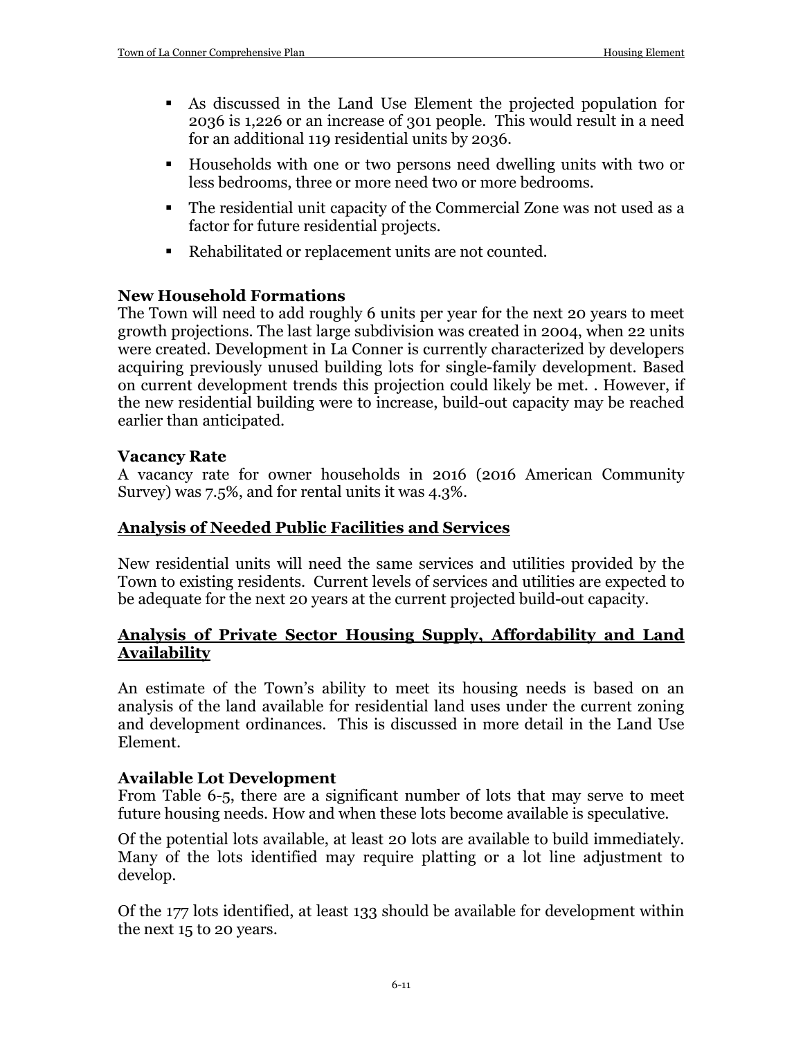- As discussed in the Land Use Element the projected population for 2036 is 1,226 or an increase of 301 people. This would result in a need for an additional 119 residential units by 2036.
- Households with one or two persons need dwelling units with two or less bedrooms, three or more need two or more bedrooms.
- The residential unit capacity of the Commercial Zone was not used as a factor for future residential projects.
- Rehabilitated or replacement units are not counted.

### New Household Formations

The Town will need to add roughly 6 units per year for the next 20 years to meet growth projections. The last large subdivision was created in 2004, when 22 units were created. Development in La Conner is currently characterized by developers acquiring previously unused building lots for single-family development. Based on current development trends this projection could likely be met. . However, if the new residential building were to increase, build-out capacity may be reached earlier than anticipated.

### Vacancy Rate

A vacancy rate for owner households in 2016 (2016 American Community Survey) was 7.5%, and for rental units it was 4.3%.

## Analysis of Needed Public Facilities and Services

New residential units will need the same services and utilities provided by the Town to existing residents. Current levels of services and utilities are expected to be adequate for the next 20 years at the current projected build-out capacity.

## Analysis of Private Sector Housing Supply, Affordability and Land Availability

An estimate of the Town's ability to meet its housing needs is based on an analysis of the land available for residential land uses under the current zoning and development ordinances. This is discussed in more detail in the Land Use Element.

### Available Lot Development

From Table 6-5, there are a significant number of lots that may serve to meet future housing needs. How and when these lots become available is speculative.

Of the potential lots available, at least 20 lots are available to build immediately. Many of the lots identified may require platting or a lot line adjustment to develop.

Of the 177 lots identified, at least 133 should be available for development within the next 15 to 20 years.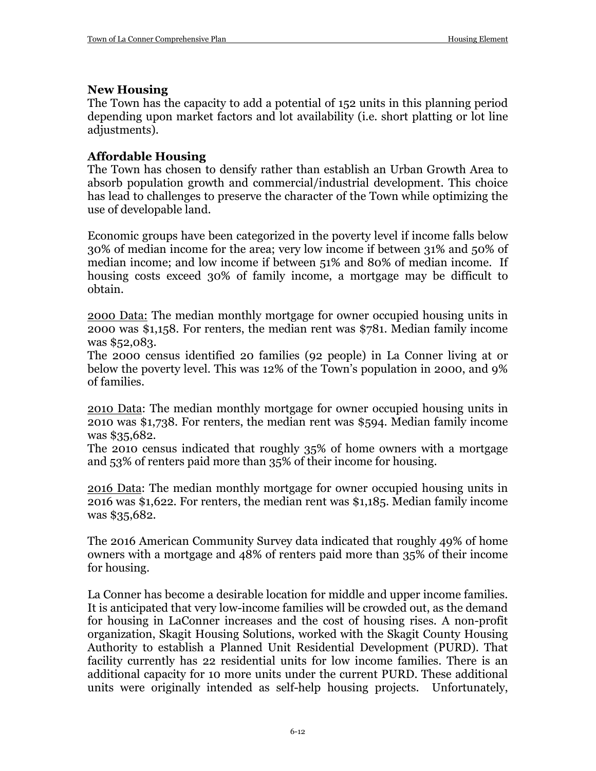### New Housing

The Town has the capacity to add a potential of 152 units in this planning period depending upon market factors and lot availability (i.e. short platting or lot line adjustments).

### Affordable Housing

The Town has chosen to densify rather than establish an Urban Growth Area to absorb population growth and commercial/industrial development. This choice has lead to challenges to preserve the character of the Town while optimizing the use of developable land.

Economic groups have been categorized in the poverty level if income falls below 30% of median income for the area; very low income if between 31% and 50% of median income; and low income if between 51% and 80% of median income. If housing costs exceed 30% of family income, a mortgage may be difficult to obtain.

2000 Data: The median monthly mortgage for owner occupied housing units in 2000 was $1,158. For renters, the median rent was $781. Median family income was $52,083.
The 2000 census identified 20 families (92 people) in La Conner living at or below the poverty level. This was 12% of the Town's population in 2000, and 9% of families.

2010 Data: The median monthly mortgage for owner occupied housing units in 2010 was $1,738. For renters, the median rent was $594. Median family income was $35,682.
The 2010 census indicated that roughly 35% of home owners with a mortgage and 53% of renters paid more than 35% of their income for housing.

2016 Data: The median monthly mortgage for owner occupied housing units in 2016 was $1,622. For renters, the median rent was $1,185. Median family income was $35,682.

The 2016 American Community Survey data indicated that roughly 49% of home owners with a mortgage and 48% of renters paid more than 35% of their income for housing.

La Conner has become a desirable location for middle and upper income families. It is anticipated that very low-income families will be crowded out, as the demand for housing in LaConner increases and the cost of housing rises. A non-profit organization, Skagit Housing Solutions, worked with the Skagit County Housing Authority to establish a Planned Unit Residential Development (PURD). That facility currently has 22 residential units for low income families. There is an additional capacity for 10 more units under the current PURD. These additional units were originally intended as self-help housing projects. Unfortunately,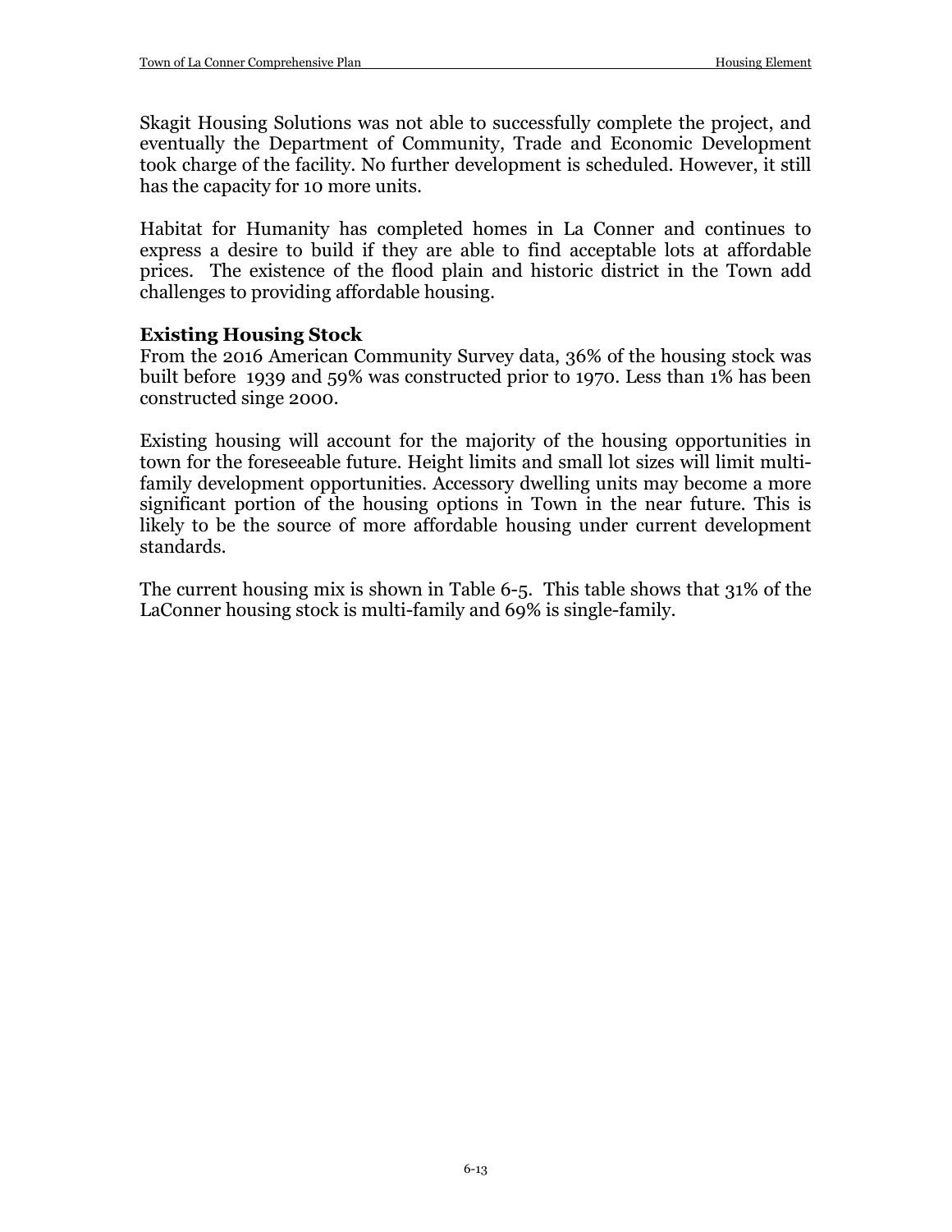Skagit Housing Solutions was not able to successfully complete the project, and eventually the Department of Community, Trade and Economic Development took charge of the facility. No further development is scheduled. However, it still has the capacity for 10 more units.

Habitat for Humanity has completed homes in La Conner and continues to express a desire to build if they are able to find acceptable lots at affordable prices. The existence of the flood plain and historic district in the Town add challenges to providing affordable housing.

### Existing Housing Stock

From the 2016 American Community Survey data, 36% of the housing stock was built before 1939 and 59% was constructed prior to 1970. Less than 1% has been constructed singe 2000.

Existing housing will account for the majority of the housing opportunities in town for the foreseeable future. Height limits and small lot sizes will limit multi-family development opportunities. Accessory dwelling units may become a more significant portion of the housing options in Town in the near future. This is likely to be the source of more affordable housing under current development standards.

The current housing mix is shown in Table 6-5. This table shows that 31% of the LaConner housing stock is multi-family and 69% is single-family.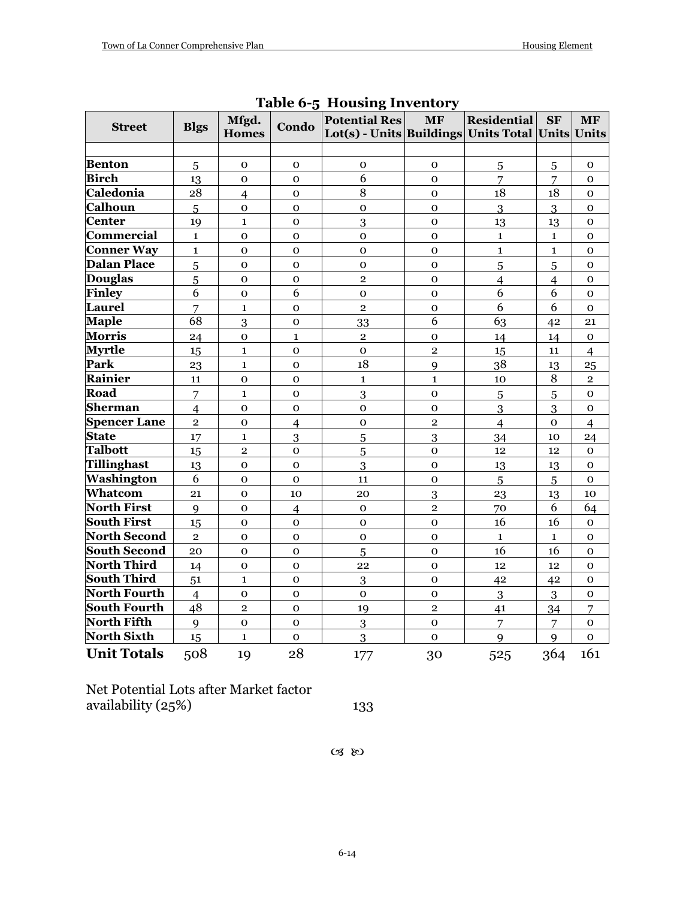## Table 6-5 Housing Inventory

| Street | Blgs | Mfgd. Homes | Condo | Potential Res Lot(s) - Units | MF Buildings | Residential Units Total | SF Units | MF Units |
|---|---|---|---|---|---|---|---|---|
| | | | | | | | | |
| Benton | 5 | 0 | 0 | 0 | 0 | 5 | 5 | 0 |
| Birch | 13 | 0 | 0 | 6 | 0 | 7 | 7 | 0 |
| Caledonia | 28 | 4 | 0 | 8 | 0 | 18 | 18 | 0 |
| Calhoun | 5 | 0 | 0 | 0 | 0 | 3 | 3 | 0 |
| Center | 19 | 1 | 0 | 3 | 0 | 13 | 13 | 0 |
| Commercial | 1 | 0 | 0 | 0 | 0 | 1 | 1 | 0 |
| Conner Way | 1 | 0 | 0 | 0 | 0 | 1 | 1 | 0 |
| Dalan Place | 5 | 0 | 0 | 0 | 0 | 5 | 5 | 0 |
| Douglas | 5 | 0 | 0 | 2 | 0 | 4 | 4 | 0 |
| Finley | 6 | 0 | 6 | 0 | 0 | 6 | 6 | 0 |
| Laurel | 7 | 1 | 0 | 2 | 0 | 6 | 6 | 0 |
| Maple | 68 | 3 | 0 | 33 | 6 | 63 | 42 | 21 |
| Morris | 24 | 0 | 1 | 2 | 0 | 14 | 14 | 0 |
| Myrtle | 15 | 1 | 0 | 0 | 2 | 15 | 11 | 4 |
| Park | 23 | 1 | 0 | 18 | 9 | 38 | 13 | 25 |
| Rainier | 11 | 0 | 0 | 1 | 1 | 10 | 8 | 2 |
| Road | 7 | 1 | 0 | 3 | 0 | 5 | 5 | 0 |
| Sherman | 4 | 0 | 0 | 0 | 0 | 3 | 3 | 0 |
| Spencer Lane | 2 | 0 | 4 | 0 | 2 | 4 | 0 | 4 |
| State | 17 | 1 | 3 | 5 | 3 | 34 | 10 | 24 |
| Talbott | 15 | 2 | 0 | 5 | 0 | 12 | 12 | 0 |
| Tillinghast | 13 | 0 | 0 | 3 | 0 | 13 | 13 | 0 |
| Washington | 6 | 0 | 0 | 11 | 0 | 5 | 5 | 0 |
| Whatcom | 21 | 0 | 10 | 20 | 3 | 23 | 13 | 10 |
| North First | 9 | 0 | 4 | 0 | 2 | 70 | 6 | 64 |
| South First | 15 | 0 | 0 | 0 | 0 | 16 | 16 | 0 |
| North Second | 2 | 0 | 0 | 0 | 0 | 1 | 1 | 0 |
| South Second | 20 | 0 | 0 | 5 | 0 | 16 | 16 | 0 |
| North Third | 14 | 0 | 0 | 22 | 0 | 12 | 12 | 0 |
| South Third | 51 | 1 | 0 | 3 | 0 | 42 | 42 | 0 |
| North Fourth | 4 | 0 | 0 | 0 | 0 | 3 | 3 | 0 |
| South Fourth | 48 | 2 | 0 | 19 | 2 | 41 | 34 | 7 |
| North Fifth | 9 | 0 | 0 | 3 | 0 | 7 | 7 | 0 |
| North Sixth | 15 | 1 | 0 | 3 | 0 | 9 | 9 | 0 |
| **Unit Totals** | 508 | 19 | 28 | 177 | 30 | 525 | 364 | 161 |

Net Potential Lots after Market factor availability (25%) 133